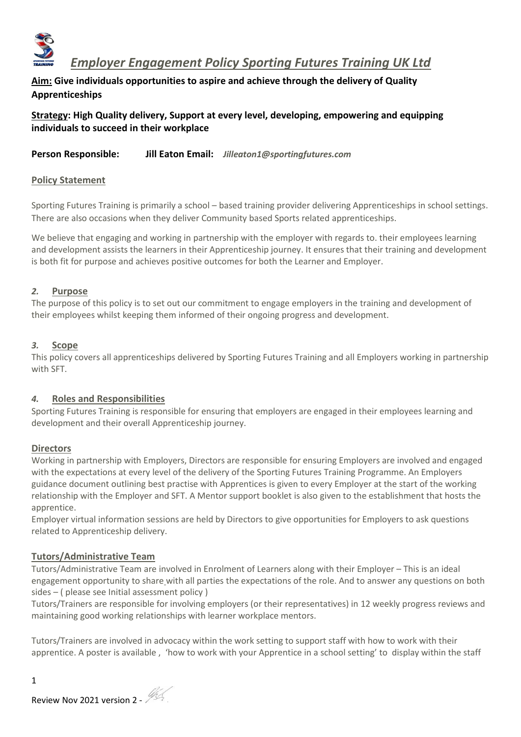# *Employer Engagement Policy Sporting Futures Training UK Ltd*

**Aim: Give individuals opportunities to aspire and achieve through the delivery of Quality Apprenticeships**

**Strategy: High Quality delivery, Support at every level, developing, empowering and equipping individuals to succeed in their workplace**

**Person Responsible: Jill Eaton Email:** ***Jilleaton1@sportingfutures.com***

## Policy Statement

Sporting Futures Training is primarily a school – based training provider delivering Apprenticeships in school settings. There are also occasions when they deliver Community based Sports related apprenticeships.

We believe that engaging and working in partnership with the employer with regards to. their employees learning and development assists the learners in their Apprenticeship journey. It ensures that their training and development is both fit for purpose and achieves positive outcomes for both the Learner and Employer.

## *2.* Purpose

The purpose of this policy is to set out our commitment to engage employers in the training and development of their employees whilst keeping them informed of their ongoing progress and development.

## *3.* Scope

This policy covers all apprenticeships delivered by Sporting Futures Training and all Employers working in partnership with SFT.

## *4.* Roles and Responsibilities

Sporting Futures Training is responsible for ensuring that employers are engaged in their employees learning and development and their overall Apprenticeship journey.

### Directors

Working in partnership with Employers, Directors are responsible for ensuring Employers are involved and engaged with the expectations at every level of the delivery of the Sporting Futures Training Programme. An Employers guidance document outlining best practise with Apprentices is given to every Employer at the start of the working relationship with the Employer and SFT. A Mentor support booklet is also given to the establishment that hosts the apprentice.

Employer virtual information sessions are held by Directors to give opportunities for Employers to ask questions related to Apprenticeship delivery.

### Tutors/Administrative Team

Tutors/Administrative Team are involved in Enrolment of Learners along with their Employer – This is an ideal engagement opportunity to share with all parties the expectations of the role. And to answer any questions on both sides – ( please see Initial assessment policy )

Tutors/Trainers are responsible for involving employers (or their representatives) in 12 weekly progress reviews and maintaining good working relationships with learner workplace mentors.

Tutors/Trainers are involved in advocacy within the work setting to support staff with how to work with their apprentice. A poster is available , 'how to work with your Apprentice in a school setting' to display within the staff

Review Nov 2021 version 2 -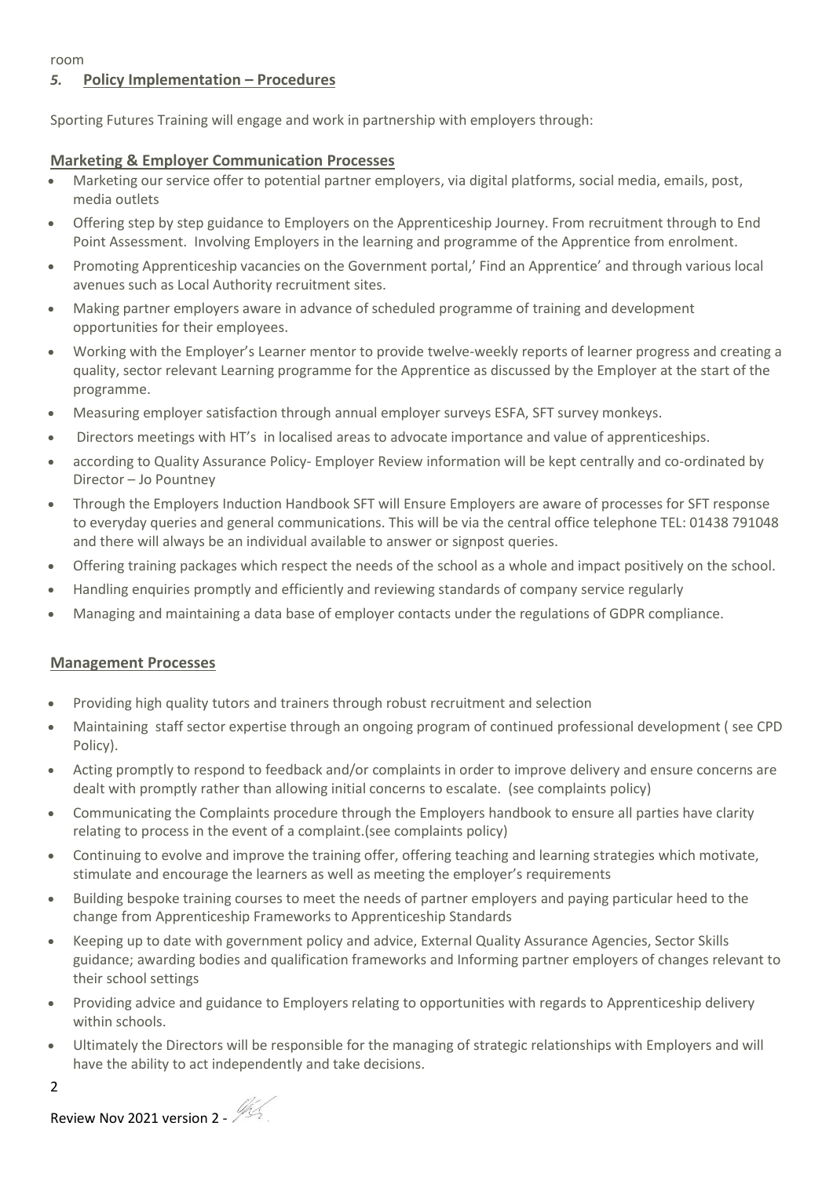room

## *5.* **Policy Implementation – Procedures**

Sporting Futures Training will engage and work in partnership with employers through:

### **Marketing & Employer Communication Processes**

- Marketing our service offer to potential partner employers, via digital platforms, social media, emails, post, media outlets
- Offering step by step guidance to Employers on the Apprenticeship Journey. From recruitment through to End Point Assessment. Involving Employers in the learning and programme of the Apprentice from enrolment.
- Promoting Apprenticeship vacancies on the Government portal,' Find an Apprentice' and through various local avenues such as Local Authority recruitment sites.
- Making partner employers aware in advance of scheduled programme of training and development opportunities for their employees.
- Working with the Employer's Learner mentor to provide twelve-weekly reports of learner progress and creating a quality, sector relevant Learning programme for the Apprentice as discussed by the Employer at the start of the programme.
- Measuring employer satisfaction through annual employer surveys ESFA, SFT survey monkeys.
- Directors meetings with HT's in localised areas to advocate importance and value of apprenticeships.
- according to Quality Assurance Policy- Employer Review information will be kept centrally and co-ordinated by Director – Jo Pountney
- Through the Employers Induction Handbook SFT will Ensure Employers are aware of processes for SFT response to everyday queries and general communications. This will be via the central office telephone TEL: 01438 791048 and there will always be an individual available to answer or signpost queries.
- Offering training packages which respect the needs of the school as a whole and impact positively on the school.
- Handling enquiries promptly and efficiently and reviewing standards of company service regularly
- Managing and maintaining a data base of employer contacts under the regulations of GDPR compliance.

### **Management Processes**

- Providing high quality tutors and trainers through robust recruitment and selection
- Maintaining staff sector expertise through an ongoing program of continued professional development ( see CPD Policy).
- Acting promptly to respond to feedback and/or complaints in order to improve delivery and ensure concerns are dealt with promptly rather than allowing initial concerns to escalate. (see complaints policy)
- Communicating the Complaints procedure through the Employers handbook to ensure all parties have clarity relating to process in the event of a complaint.(see complaints policy)
- Continuing to evolve and improve the training offer, offering teaching and learning strategies which motivate, stimulate and encourage the learners as well as meeting the employer's requirements
- Building bespoke training courses to meet the needs of partner employers and paying particular heed to the change from Apprenticeship Frameworks to Apprenticeship Standards
- Keeping up to date with government policy and advice, External Quality Assurance Agencies, Sector Skills guidance; awarding bodies and qualification frameworks and Informing partner employers of changes relevant to their school settings
- Providing advice and guidance to Employers relating to opportunities with regards to Apprenticeship delivery within schools.
- Ultimately the Directors will be responsible for the managing of strategic relationships with Employers and will have the ability to act independently and take decisions.

Review Nov 2021 version 2 -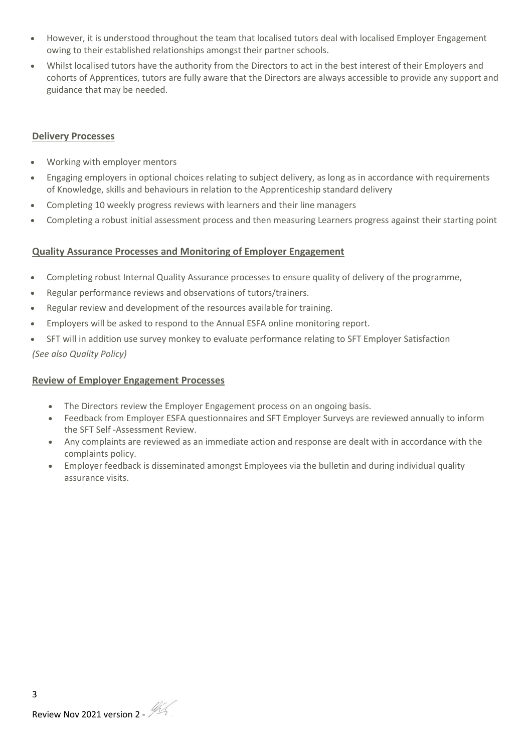- However, it is understood throughout the team that localised tutors deal with localised Employer Engagement owing to their established relationships amongst their partner schools.
- Whilst localised tutors have the authority from the Directors to act in the best interest of their Employers and cohorts of Apprentices, tutors are fully aware that the Directors are always accessible to provide any support and guidance that may be needed.

## Delivery Processes

- Working with employer mentors
- Engaging employers in optional choices relating to subject delivery, as long as in accordance with requirements of Knowledge, skills and behaviours in relation to the Apprenticeship standard delivery
- Completing 10 weekly progress reviews with learners and their line managers
- Completing a robust initial assessment process and then measuring Learners progress against their starting point

## Quality Assurance Processes and Monitoring of Employer Engagement

- Completing robust Internal Quality Assurance processes to ensure quality of delivery of the programme,
- Regular performance reviews and observations of tutors/trainers.
- Regular review and development of the resources available for training.
- Employers will be asked to respond to the Annual ESFA online monitoring report.
- SFT will in addition use survey monkey to evaluate performance relating to SFT Employer Satisfaction

*(See also Quality Policy)*

## Review of Employer Engagement Processes

- The Directors review the Employer Engagement process on an ongoing basis.
- Feedback from Employer ESFA questionnaires and SFT Employer Surveys are reviewed annually to inform the SFT Self -Assessment Review.
- Any complaints are reviewed as an immediate action and response are dealt with in accordance with the complaints policy.
- Employer feedback is disseminated amongst Employees via the bulletin and during individual quality assurance visits.

Review Nov 2021 version 2 -